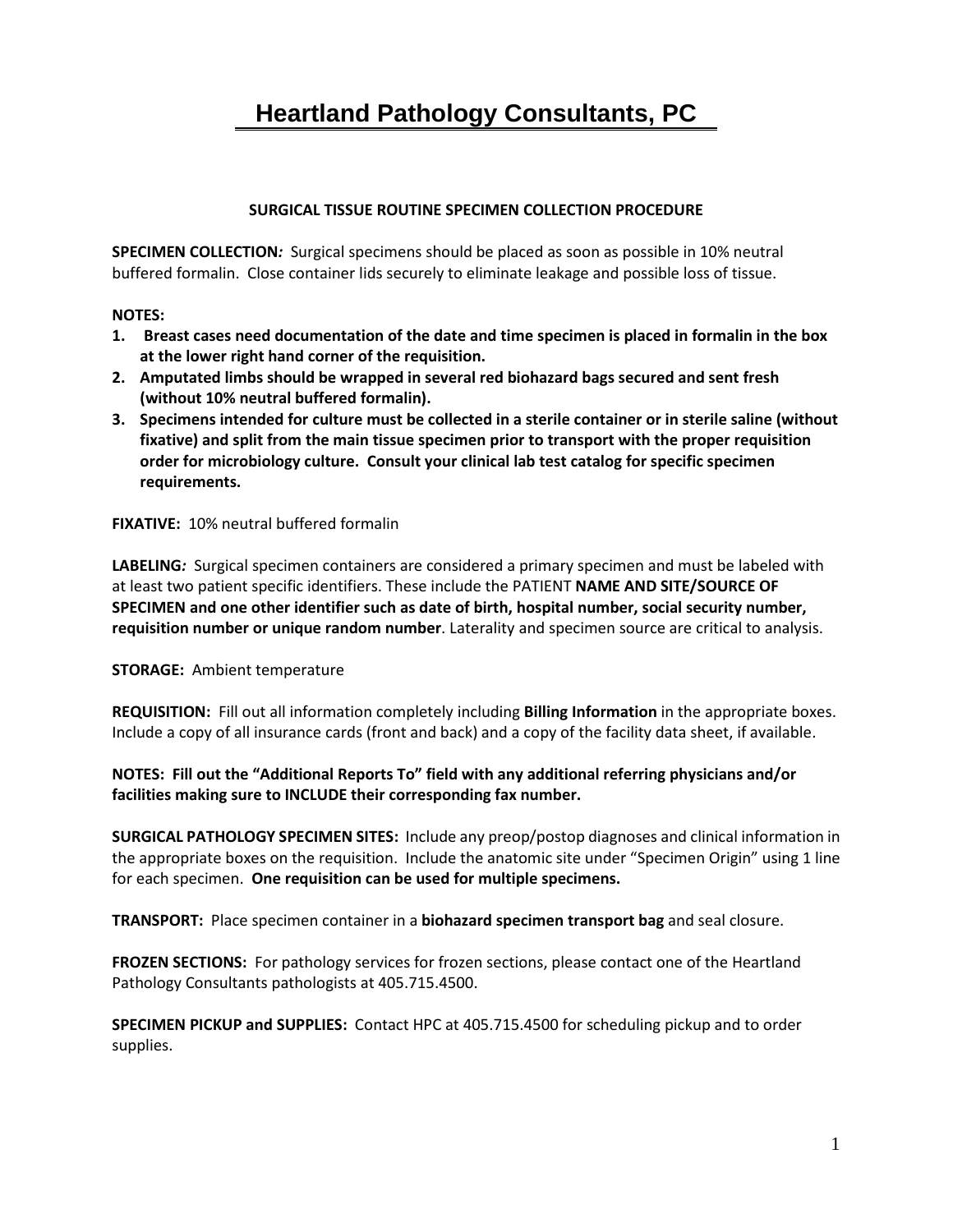# Heartland Pathology Consultants, PC

## SURGICAL TISSUE ROUTINE SPECIMEN COLLECTION PROCEDURE

**SPECIMEN COLLECTION*:*** Surgical specimens should be placed as soon as possible in 10% neutral buffered formalin. Close container lids securely to eliminate leakage and possible loss of tissue.

**NOTES:**

1. **Breast cases need documentation of the date and time specimen is placed in formalin in the box at the lower right hand corner of the requisition.**
2. **Amputated limbs should be wrapped in several red biohazard bags secured and sent fresh (without 10% neutral buffered formalin).**
3. **Specimens intended for culture must be collected in a sterile container or in sterile saline (without fixative) and split from the main tissue specimen prior to transport with the proper requisition order for microbiology culture. Consult your clinical lab test catalog for specific specimen requirements.**

**FIXATIVE:** 10% neutral buffered formalin

**LABELING*:*** Surgical specimen containers are considered a primary specimen and must be labeled with at least two patient specific identifiers. These include the PATIENT **NAME AND SITE/SOURCE OF SPECIMEN and one other identifier such as date of birth, hospital number, social security number, requisition number or unique random number**. Laterality and specimen source are critical to analysis.

**STORAGE:** Ambient temperature

**REQUISITION:** Fill out all information completely including **Billing Information** in the appropriate boxes. Include a copy of all insurance cards (front and back) and a copy of the facility data sheet, if available.

**NOTES: Fill out the "Additional Reports To" field with any additional referring physicians and/or facilities making sure to INCLUDE their corresponding fax number.**

**SURGICAL PATHOLOGY SPECIMEN SITES:** Include any preop/postop diagnoses and clinical information in the appropriate boxes on the requisition. Include the anatomic site under "Specimen Origin" using 1 line for each specimen. **One requisition can be used for multiple specimens.**

**TRANSPORT:** Place specimen container in a **biohazard specimen transport bag** and seal closure.

**FROZEN SECTIONS:** For pathology services for frozen sections, please contact one of the Heartland Pathology Consultants pathologists at 405.715.4500.

**SPECIMEN PICKUP and SUPPLIES:** Contact HPC at 405.715.4500 for scheduling pickup and to order supplies.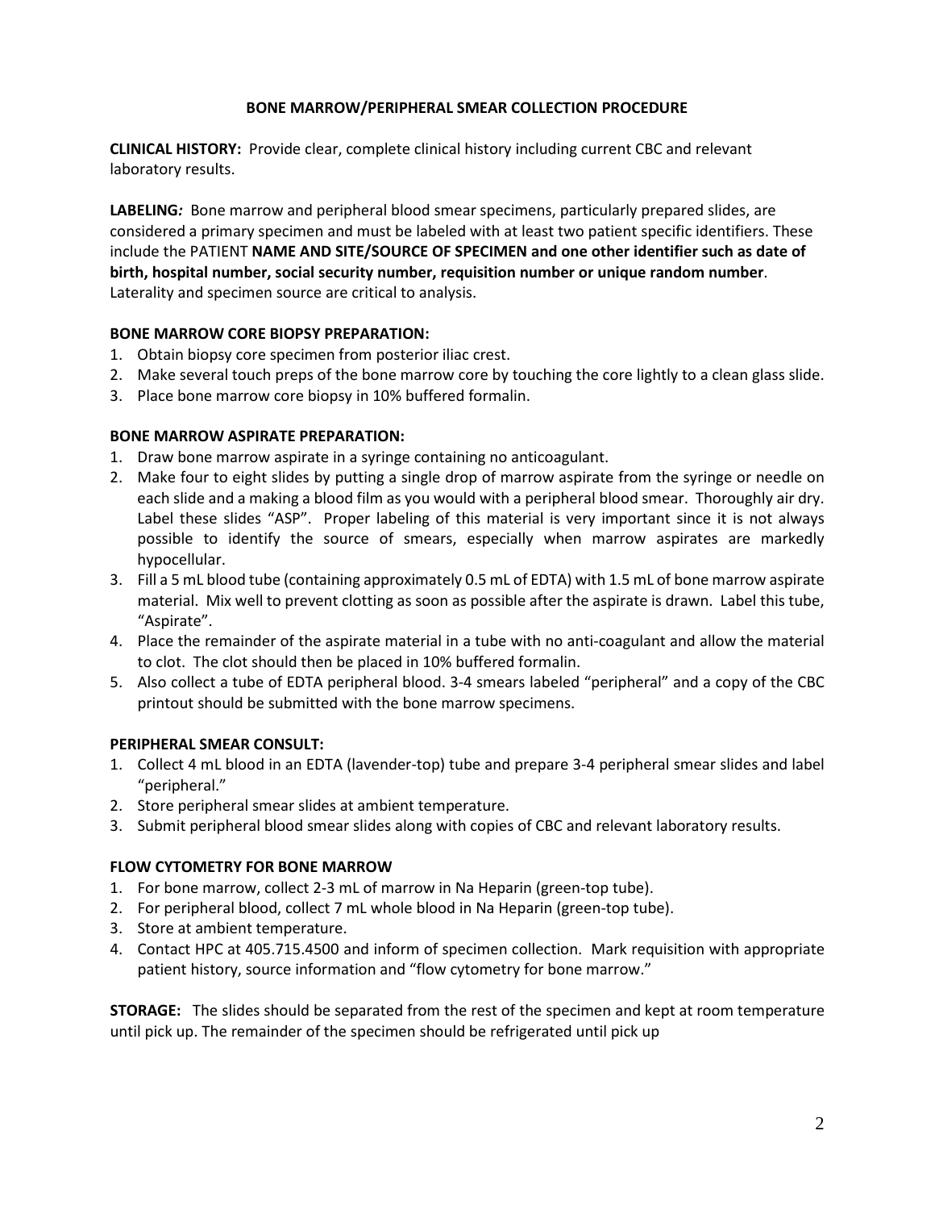# BONE MARROW/PERIPHERAL SMEAR COLLECTION PROCEDURE

**CLINICAL HISTORY:** Provide clear, complete clinical history including current CBC and relevant laboratory results.

**LABELING*:*** Bone marrow and peripheral blood smear specimens, particularly prepared slides, are considered a primary specimen and must be labeled with at least two patient specific identifiers. These include the PATIENT **NAME AND SITE/SOURCE OF SPECIMEN and one other identifier such as date of birth, hospital number, social security number, requisition number or unique random number**. Laterality and specimen source are critical to analysis.

**BONE MARROW CORE BIOPSY PREPARATION:**

1. Obtain biopsy core specimen from posterior iliac crest.
2. Make several touch preps of the bone marrow core by touching the core lightly to a clean glass slide.
3. Place bone marrow core biopsy in 10% buffered formalin.

**BONE MARROW ASPIRATE PREPARATION:**

1. Draw bone marrow aspirate in a syringe containing no anticoagulant.
2. Make four to eight slides by putting a single drop of marrow aspirate from the syringe or needle on each slide and a making a blood film as you would with a peripheral blood smear. Thoroughly air dry. Label these slides "ASP". Proper labeling of this material is very important since it is not always possible to identify the source of smears, especially when marrow aspirates are markedly hypocellular.
3. Fill a 5 mL blood tube (containing approximately 0.5 mL of EDTA) with 1.5 mL of bone marrow aspirate material. Mix well to prevent clotting as soon as possible after the aspirate is drawn. Label this tube, "Aspirate".
4. Place the remainder of the aspirate material in a tube with no anti-coagulant and allow the material to clot. The clot should then be placed in 10% buffered formalin.
5. Also collect a tube of EDTA peripheral blood. 3-4 smears labeled "peripheral" and a copy of the CBC printout should be submitted with the bone marrow specimens.

**PERIPHERAL SMEAR CONSULT:**

1. Collect 4 mL blood in an EDTA (lavender-top) tube and prepare 3-4 peripheral smear slides and label "peripheral."
2. Store peripheral smear slides at ambient temperature.
3. Submit peripheral blood smear slides along with copies of CBC and relevant laboratory results.

**FLOW CYTOMETRY FOR BONE MARROW**

1. For bone marrow, collect 2-3 mL of marrow in Na Heparin (green-top tube).
2. For peripheral blood, collect 7 mL whole blood in Na Heparin (green-top tube).
3. Store at ambient temperature.
4. Contact HPC at 405.715.4500 and inform of specimen collection. Mark requisition with appropriate patient history, source information and "flow cytometry for bone marrow."

**STORAGE:** The slides should be separated from the rest of the specimen and kept at room temperature until pick up. The remainder of the specimen should be refrigerated until pick up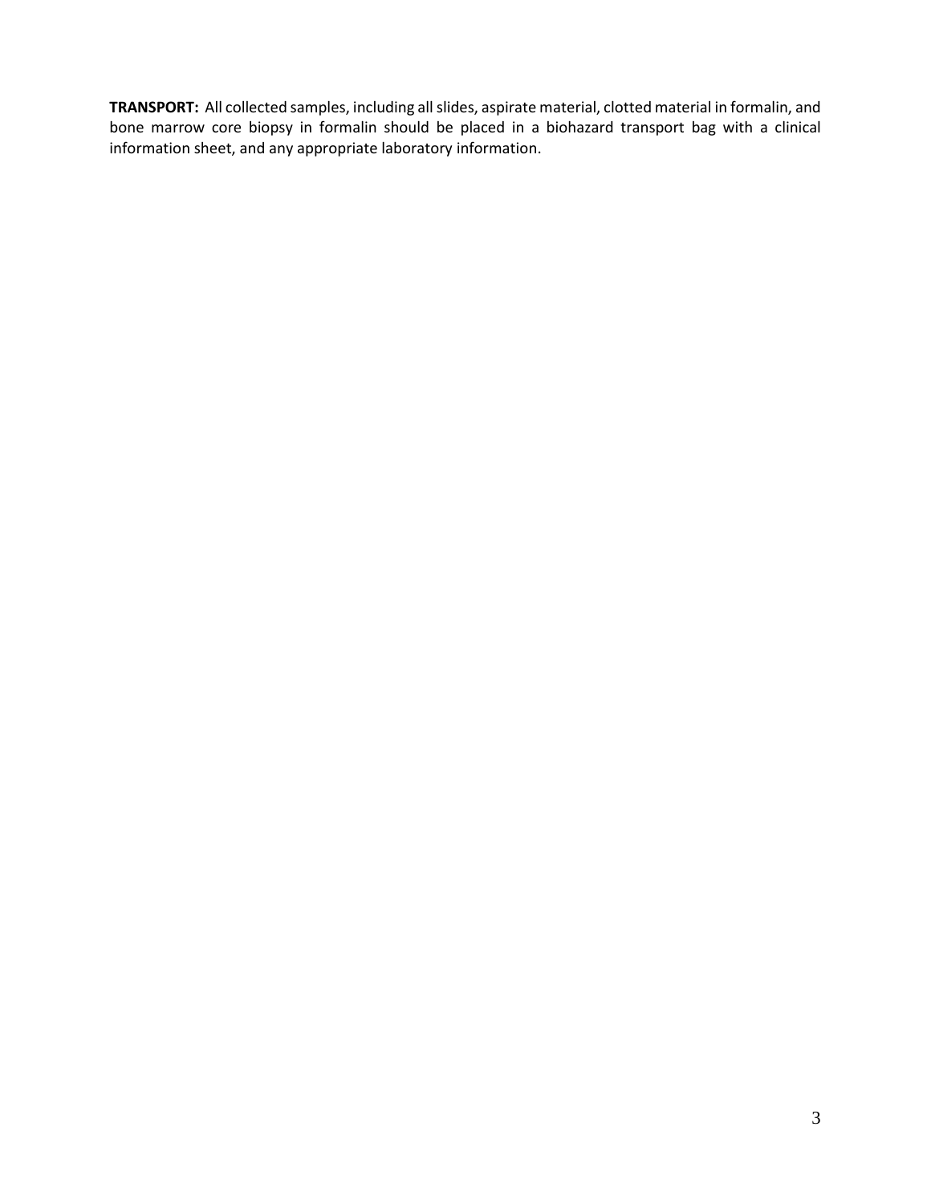**TRANSPORT:** All collected samples, including all slides, aspirate material, clotted material in formalin, and bone marrow core biopsy in formalin should be placed in a biohazard transport bag with a clinical information sheet, and any appropriate laboratory information.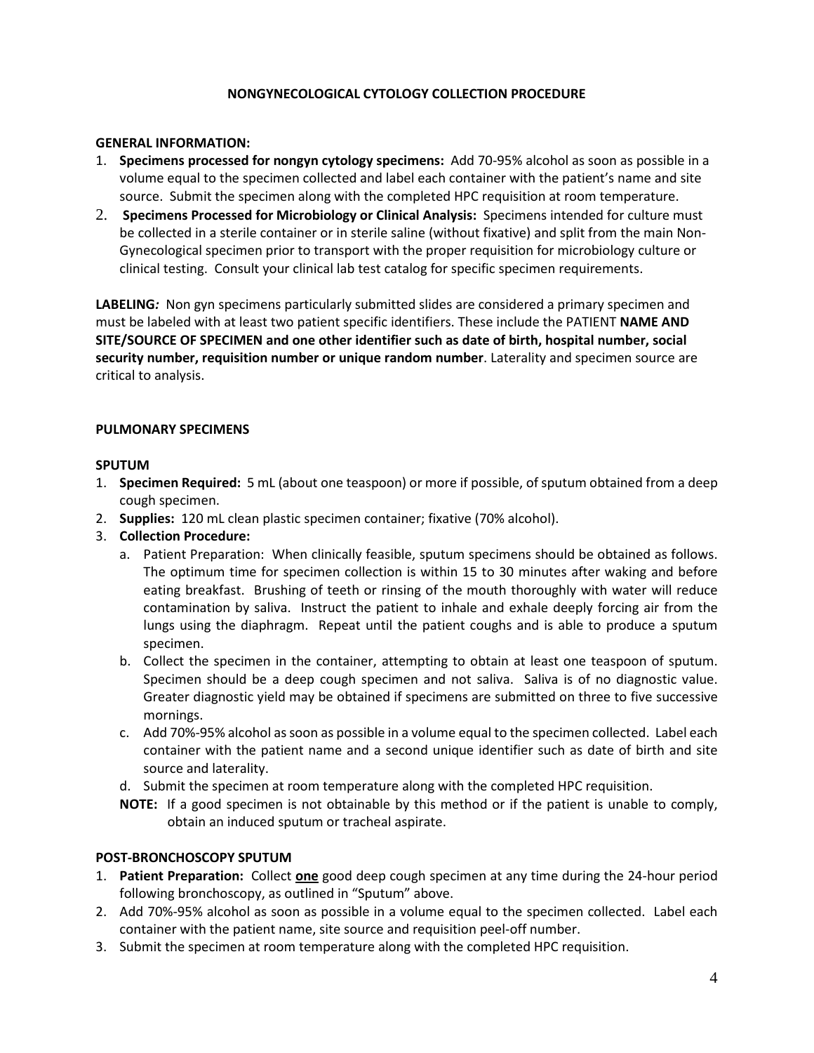# NONGYNECOLOGICAL CYTOLOGY COLLECTION PROCEDURE

## GENERAL INFORMATION:

1. **Specimens processed for nongyn cytology specimens:** Add 70-95% alcohol as soon as possible in a volume equal to the specimen collected and label each container with the patient's name and site source. Submit the specimen along with the completed HPC requisition at room temperature.
2. **Specimens Processed for Microbiology or Clinical Analysis:** Specimens intended for culture must be collected in a sterile container or in sterile saline (without fixative) and split from the main Non-Gynecological specimen prior to transport with the proper requisition for microbiology culture or clinical testing. Consult your clinical lab test catalog for specific specimen requirements.

**LABELING***:* Non gyn specimens particularly submitted slides are considered a primary specimen and must be labeled with at least two patient specific identifiers. These include the PATIENT **NAME AND SITE/SOURCE OF SPECIMEN and one other identifier such as date of birth, hospital number, social security number, requisition number or unique random number**. Laterality and specimen source are critical to analysis.

## PULMONARY SPECIMENS

### SPUTUM

1. **Specimen Required:** 5 mL (about one teaspoon) or more if possible, of sputum obtained from a deep cough specimen.
2. **Supplies:** 120 mL clean plastic specimen container; fixative (70% alcohol).
3. **Collection Procedure:**
   a. Patient Preparation: When clinically feasible, sputum specimens should be obtained as follows. The optimum time for specimen collection is within 15 to 30 minutes after waking and before eating breakfast. Brushing of teeth or rinsing of the mouth thoroughly with water will reduce contamination by saliva. Instruct the patient to inhale and exhale deeply forcing air from the lungs using the diaphragm. Repeat until the patient coughs and is able to produce a sputum specimen.
   b. Collect the specimen in the container, attempting to obtain at least one teaspoon of sputum. Specimen should be a deep cough specimen and not saliva. Saliva is of no diagnostic value. Greater diagnostic yield may be obtained if specimens are submitted on three to five successive mornings.
   c. Add 70%-95% alcohol as soon as possible in a volume equal to the specimen collected. Label each container with the patient name and a second unique identifier such as date of birth and site source and laterality.
   d. Submit the specimen at room temperature along with the completed HPC requisition.

   **NOTE:** If a good specimen is not obtainable by this method or if the patient is unable to comply, obtain an induced sputum or tracheal aspirate.

### POST-BRONCHOSCOPY SPUTUM

1. **Patient Preparation:** Collect **one** good deep cough specimen at any time during the 24-hour period following bronchoscopy, as outlined in "Sputum" above.
2. Add 70%-95% alcohol as soon as possible in a volume equal to the specimen collected. Label each container with the patient name, site source and requisition peel-off number.
3. Submit the specimen at room temperature along with the completed HPC requisition.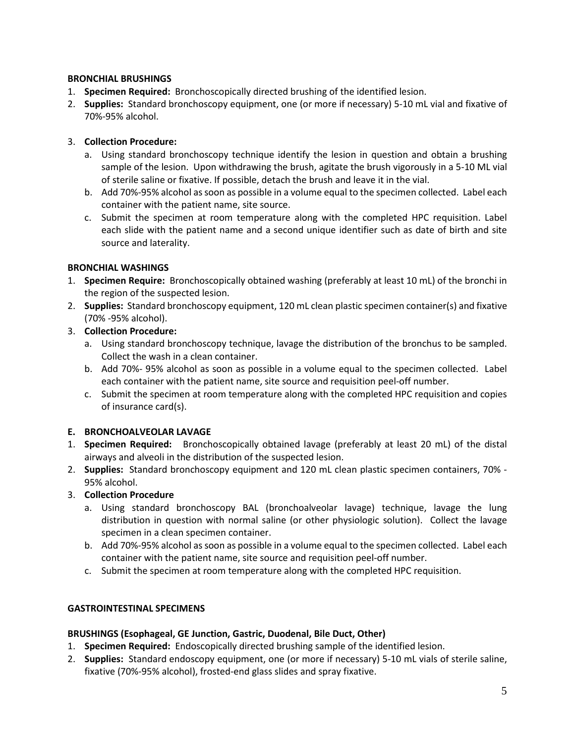**BRONCHIAL BRUSHINGS**

1. **Specimen Required:** Bronchoscopically directed brushing of the identified lesion.
2. **Supplies:** Standard bronchoscopy equipment, one (or more if necessary) 5-10 mL vial and fixative of 70%-95% alcohol.
3. **Collection Procedure:**
   a. Using standard bronchoscopy technique identify the lesion in question and obtain a brushing sample of the lesion. Upon withdrawing the brush, agitate the brush vigorously in a 5-10 ML vial of sterile saline or fixative. If possible, detach the brush and leave it in the vial.
   b. Add 70%-95% alcohol as soon as possible in a volume equal to the specimen collected. Label each container with the patient name, site source.
   c. Submit the specimen at room temperature along with the completed HPC requisition. Label each slide with the patient name and a second unique identifier such as date of birth and site source and laterality.

**BRONCHIAL WASHINGS**

1. **Specimen Require:** Bronchoscopically obtained washing (preferably at least 10 mL) of the bronchi in the region of the suspected lesion.
2. **Supplies:** Standard bronchoscopy equipment, 120 mL clean plastic specimen container(s) and fixative (70% -95% alcohol).
3. **Collection Procedure:**
   a. Using standard bronchoscopy technique, lavage the distribution of the bronchus to be sampled. Collect the wash in a clean container.
   b. Add 70%- 95% alcohol as soon as possible in a volume equal to the specimen collected. Label each container with the patient name, site source and requisition peel-off number.
   c. Submit the specimen at room temperature along with the completed HPC requisition and copies of insurance card(s).

**E. BRONCHOALVEOLAR LAVAGE**

1. **Specimen Required:** Bronchoscopically obtained lavage (preferably at least 20 mL) of the distal airways and alveoli in the distribution of the suspected lesion.
2. **Supplies:** Standard bronchoscopy equipment and 120 mL clean plastic specimen containers, 70% - 95% alcohol.
3. **Collection Procedure**
   a. Using standard bronchoscopy BAL (bronchoalveolar lavage) technique, lavage the lung distribution in question with normal saline (or other physiologic solution). Collect the lavage specimen in a clean specimen container.
   b. Add 70%-95% alcohol as soon as possible in a volume equal to the specimen collected. Label each container with the patient name, site source and requisition peel-off number.
   c. Submit the specimen at room temperature along with the completed HPC requisition.

**GASTROINTESTINAL SPECIMENS**

**BRUSHINGS (Esophageal, GE Junction, Gastric, Duodenal, Bile Duct, Other)**

1. **Specimen Required:** Endoscopically directed brushing sample of the identified lesion.
2. **Supplies:** Standard endoscopy equipment, one (or more if necessary) 5-10 mL vials of sterile saline, fixative (70%-95% alcohol), frosted-end glass slides and spray fixative.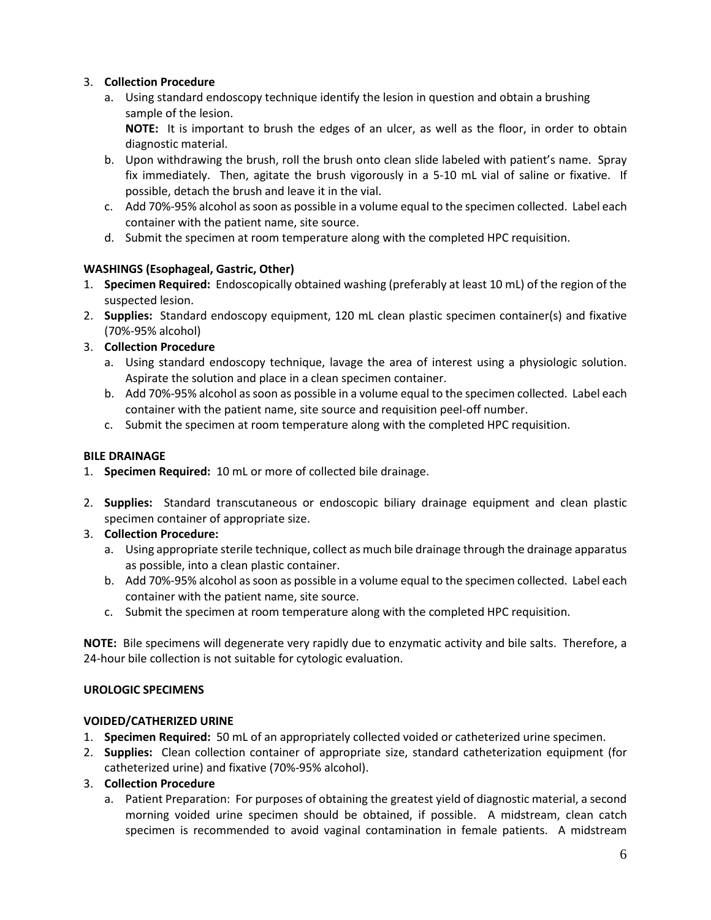3. **Collection Procedure**
   a. Using standard endoscopy technique identify the lesion in question and obtain a brushing sample of the lesion.
      **NOTE:** It is important to brush the edges of an ulcer, as well as the floor, in order to obtain diagnostic material.
   b. Upon withdrawing the brush, roll the brush onto clean slide labeled with patient's name. Spray fix immediately. Then, agitate the brush vigorously in a 5-10 mL vial of saline or fixative. If possible, detach the brush and leave it in the vial.
   c. Add 70%-95% alcohol as soon as possible in a volume equal to the specimen collected. Label each container with the patient name, site source.
   d. Submit the specimen at room temperature along with the completed HPC requisition.

**WASHINGS (Esophageal, Gastric, Other)**

1. **Specimen Required:** Endoscopically obtained washing (preferably at least 10 mL) of the region of the suspected lesion.
2. **Supplies:** Standard endoscopy equipment, 120 mL clean plastic specimen container(s) and fixative (70%-95% alcohol)
3. **Collection Procedure**
   a. Using standard endoscopy technique, lavage the area of interest using a physiologic solution. Aspirate the solution and place in a clean specimen container.
   b. Add 70%-95% alcohol as soon as possible in a volume equal to the specimen collected. Label each container with the patient name, site source and requisition peel-off number.
   c. Submit the specimen at room temperature along with the completed HPC requisition.

**BILE DRAINAGE**

1. **Specimen Required:** 10 mL or more of collected bile drainage.
2. **Supplies:** Standard transcutaneous or endoscopic biliary drainage equipment and clean plastic specimen container of appropriate size.
3. **Collection Procedure:**
   a. Using appropriate sterile technique, collect as much bile drainage through the drainage apparatus as possible, into a clean plastic container.
   b. Add 70%-95% alcohol as soon as possible in a volume equal to the specimen collected. Label each container with the patient name, site source.
   c. Submit the specimen at room temperature along with the completed HPC requisition.

**NOTE:** Bile specimens will degenerate very rapidly due to enzymatic activity and bile salts. Therefore, a 24-hour bile collection is not suitable for cytologic evaluation.

**UROLOGIC SPECIMENS**

**VOIDED/CATHERIZED URINE**

1. **Specimen Required:** 50 mL of an appropriately collected voided or catheterized urine specimen.
2. **Supplies:** Clean collection container of appropriate size, standard catheterization equipment (for catheterized urine) and fixative (70%-95% alcohol).
3. **Collection Procedure**
   a. Patient Preparation: For purposes of obtaining the greatest yield of diagnostic material, a second morning voided urine specimen should be obtained, if possible. A midstream, clean catch specimen is recommended to avoid vaginal contamination in female patients. A midstream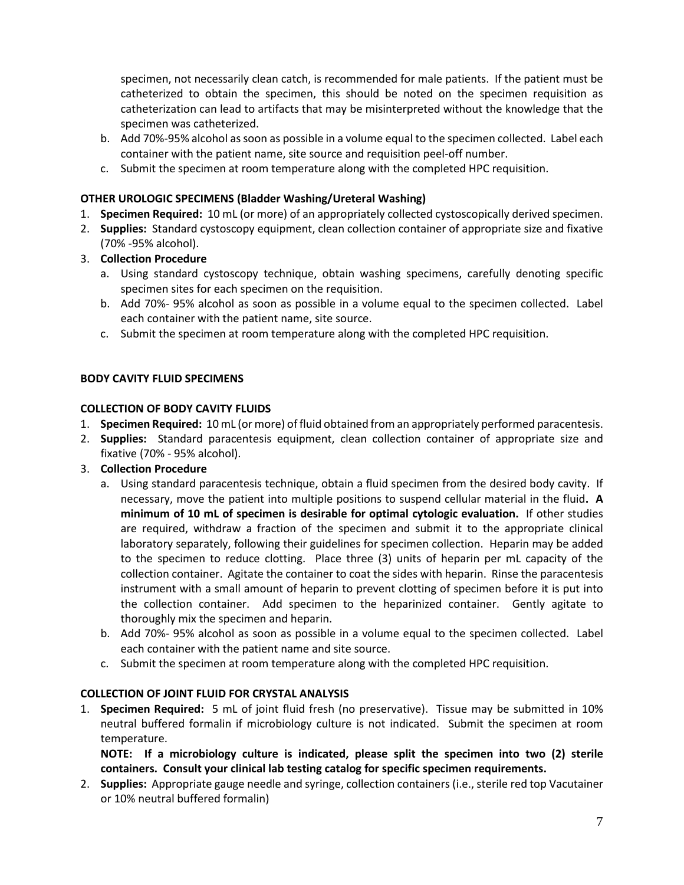specimen, not necessarily clean catch, is recommended for male patients. If the patient must be catheterized to obtain the specimen, this should be noted on the specimen requisition as catheterization can lead to artifacts that may be misinterpreted without the knowledge that the specimen was catheterized.

   b. Add 70%-95% alcohol as soon as possible in a volume equal to the specimen collected. Label each container with the patient name, site source and requisition peel-off number.
   c. Submit the specimen at room temperature along with the completed HPC requisition.

**OTHER UROLOGIC SPECIMENS (Bladder Washing/Ureteral Washing)**

1. **Specimen Required:** 10 mL (or more) of an appropriately collected cystoscopically derived specimen.
2. **Supplies:** Standard cystoscopy equipment, clean collection container of appropriate size and fixative (70% -95% alcohol).
3. **Collection Procedure**
   a. Using standard cystoscopy technique, obtain washing specimens, carefully denoting specific specimen sites for each specimen on the requisition.
   b. Add 70%- 95% alcohol as soon as possible in a volume equal to the specimen collected. Label each container with the patient name, site source.
   c. Submit the specimen at room temperature along with the completed HPC requisition.

**BODY CAVITY FLUID SPECIMENS**

**COLLECTION OF BODY CAVITY FLUIDS**

1. **Specimen Required:** 10 mL (or more) of fluid obtained from an appropriately performed paracentesis.
2. **Supplies:** Standard paracentesis equipment, clean collection container of appropriate size and fixative (70% - 95% alcohol).
3. **Collection Procedure**
   a. Using standard paracentesis technique, obtain a fluid specimen from the desired body cavity. If necessary, move the patient into multiple positions to suspend cellular material in the fluid**. A minimum of 10 mL of specimen is desirable for optimal cytologic evaluation.** If other studies are required, withdraw a fraction of the specimen and submit it to the appropriate clinical laboratory separately, following their guidelines for specimen collection. Heparin may be added to the specimen to reduce clotting. Place three (3) units of heparin per mL capacity of the collection container. Agitate the container to coat the sides with heparin. Rinse the paracentesis instrument with a small amount of heparin to prevent clotting of specimen before it is put into the collection container. Add specimen to the heparinized container. Gently agitate to thoroughly mix the specimen and heparin.
   b. Add 70%- 95% alcohol as soon as possible in a volume equal to the specimen collected. Label each container with the patient name and site source.
   c. Submit the specimen at room temperature along with the completed HPC requisition.

**COLLECTION OF JOINT FLUID FOR CRYSTAL ANALYSIS**

1. **Specimen Required:** 5 mL of joint fluid fresh (no preservative). Tissue may be submitted in 10% neutral buffered formalin if microbiology culture is not indicated. Submit the specimen at room temperature.

   **NOTE: If a microbiology culture is indicated, please split the specimen into two (2) sterile containers. Consult your clinical lab testing catalog for specific specimen requirements.**
2. **Supplies:** Appropriate gauge needle and syringe, collection containers (i.e., sterile red top Vacutainer or 10% neutral buffered formalin)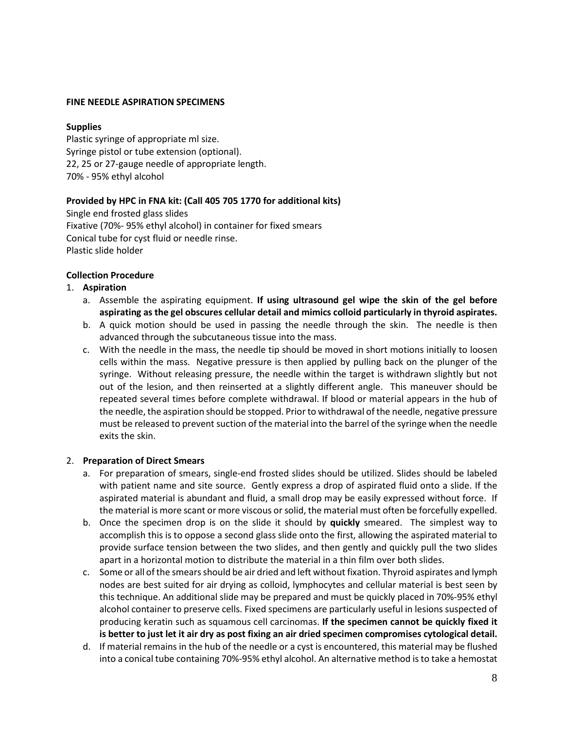**FINE NEEDLE ASPIRATION SPECIMENS**

**Supplies**

Plastic syringe of appropriate ml size.
Syringe pistol or tube extension (optional).
22, 25 or 27-gauge needle of appropriate length.
70% - 95% ethyl alcohol

**Provided by HPC in FNA kit: (Call 405 705 1770 for additional kits)**

Single end frosted glass slides
Fixative (70%- 95% ethyl alcohol) in container for fixed smears
Conical tube for cyst fluid or needle rinse.
Plastic slide holder

**Collection Procedure**

1. **Aspiration**
   a. Assemble the aspirating equipment. **If using ultrasound gel wipe the skin of the gel before aspirating as the gel obscures cellular detail and mimics colloid particularly in thyroid aspirates.**
   b. A quick motion should be used in passing the needle through the skin. The needle is then advanced through the subcutaneous tissue into the mass.
   c. With the needle in the mass, the needle tip should be moved in short motions initially to loosen cells within the mass. Negative pressure is then applied by pulling back on the plunger of the syringe. Without releasing pressure, the needle within the target is withdrawn slightly but not out of the lesion, and then reinserted at a slightly different angle. This maneuver should be repeated several times before complete withdrawal. If blood or material appears in the hub of the needle, the aspiration should be stopped. Prior to withdrawal of the needle, negative pressure must be released to prevent suction of the material into the barrel of the syringe when the needle exits the skin.

2. **Preparation of Direct Smears**
   a. For preparation of smears, single-end frosted slides should be utilized. Slides should be labeled with patient name and site source. Gently express a drop of aspirated fluid onto a slide. If the aspirated material is abundant and fluid, a small drop may be easily expressed without force. If the material is more scant or more viscous or solid, the material must often be forcefully expelled.
   b. Once the specimen drop is on the slide it should by **quickly** smeared. The simplest way to accomplish this is to oppose a second glass slide onto the first, allowing the aspirated material to provide surface tension between the two slides, and then gently and quickly pull the two slides apart in a horizontal motion to distribute the material in a thin film over both slides.
   c. Some or all of the smears should be air dried and left without fixation. Thyroid aspirates and lymph nodes are best suited for air drying as colloid, lymphocytes and cellular material is best seen by this technique. An additional slide may be prepared and must be quickly placed in 70%-95% ethyl alcohol container to preserve cells. Fixed specimens are particularly useful in lesions suspected of producing keratin such as squamous cell carcinomas. **If the specimen cannot be quickly fixed it is better to just let it air dry as post fixing an air dried specimen compromises cytological detail.**
   d. If material remains in the hub of the needle or a cyst is encountered, this material may be flushed into a conical tube containing 70%-95% ethyl alcohol. An alternative method is to take a hemostat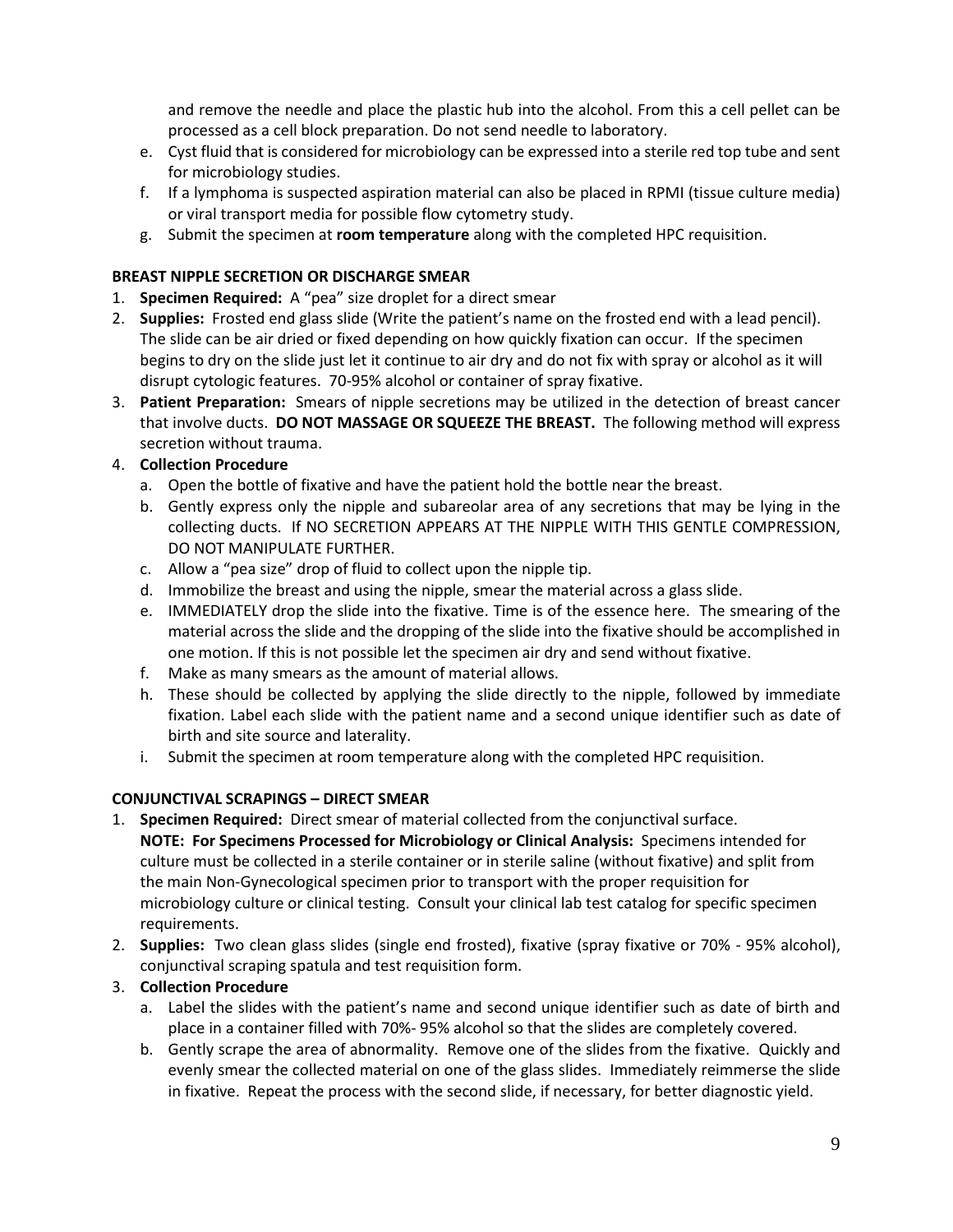and remove the needle and place the plastic hub into the alcohol. From this a cell pellet can be processed as a cell block preparation. Do not send needle to laboratory.

e. Cyst fluid that is considered for microbiology can be expressed into a sterile red top tube and sent for microbiology studies.
f. If a lymphoma is suspected aspiration material can also be placed in RPMI (tissue culture media) or viral transport media for possible flow cytometry study.
g. Submit the specimen at **room temperature** along with the completed HPC requisition.

**BREAST NIPPLE SECRETION OR DISCHARGE SMEAR**

1. **Specimen Required:** A "pea" size droplet for a direct smear
2. **Supplies:** Frosted end glass slide (Write the patient's name on the frosted end with a lead pencil). The slide can be air dried or fixed depending on how quickly fixation can occur. If the specimen begins to dry on the slide just let it continue to air dry and do not fix with spray or alcohol as it will disrupt cytologic features. 70-95% alcohol or container of spray fixative.
3. **Patient Preparation:** Smears of nipple secretions may be utilized in the detection of breast cancer that involve ducts. **DO NOT MASSAGE OR SQUEEZE THE BREAST.** The following method will express secretion without trauma.
4. **Collection Procedure**
   a. Open the bottle of fixative and have the patient hold the bottle near the breast.
   b. Gently express only the nipple and subareolar area of any secretions that may be lying in the collecting ducts. If NO SECRETION APPEARS AT THE NIPPLE WITH THIS GENTLE COMPRESSION, DO NOT MANIPULATE FURTHER.
   c. Allow a "pea size" drop of fluid to collect upon the nipple tip.
   d. Immobilize the breast and using the nipple, smear the material across a glass slide.
   e. IMMEDIATELY drop the slide into the fixative. Time is of the essence here. The smearing of the material across the slide and the dropping of the slide into the fixative should be accomplished in one motion. If this is not possible let the specimen air dry and send without fixative.
   f. Make as many smears as the amount of material allows.
   h. These should be collected by applying the slide directly to the nipple, followed by immediate fixation. Label each slide with the patient name and a second unique identifier such as date of birth and site source and laterality.
   i. Submit the specimen at room temperature along with the completed HPC requisition.

**CONJUNCTIVAL SCRAPINGS – DIRECT SMEAR**

1. **Specimen Required:** Direct smear of material collected from the conjunctival surface.
   **NOTE: For Specimens Processed for Microbiology or Clinical Analysis:** Specimens intended for culture must be collected in a sterile container or in sterile saline (without fixative) and split from the main Non-Gynecological specimen prior to transport with the proper requisition for microbiology culture or clinical testing. Consult your clinical lab test catalog for specific specimen requirements.
2. **Supplies:** Two clean glass slides (single end frosted), fixative (spray fixative or 70% - 95% alcohol), conjunctival scraping spatula and test requisition form.
3. **Collection Procedure**
   a. Label the slides with the patient's name and second unique identifier such as date of birth and place in a container filled with 70%- 95% alcohol so that the slides are completely covered.
   b. Gently scrape the area of abnormality. Remove one of the slides from the fixative. Quickly and evenly smear the collected material on one of the glass slides. Immediately reimmerse the slide in fixative. Repeat the process with the second slide, if necessary, for better diagnostic yield.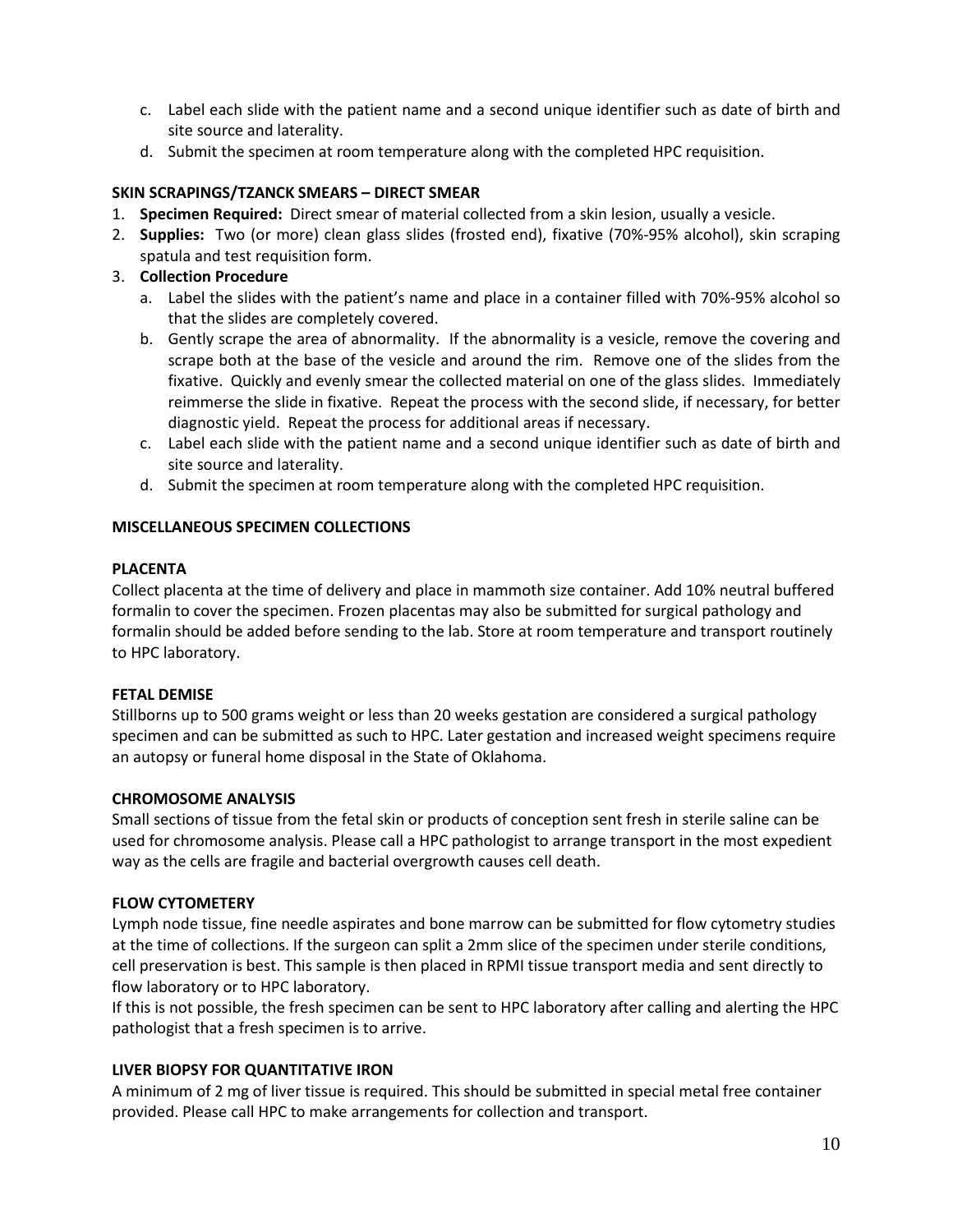c. Label each slide with the patient name and a second unique identifier such as date of birth and site source and laterality.
d. Submit the specimen at room temperature along with the completed HPC requisition.

**SKIN SCRAPINGS/TZANCK SMEARS – DIRECT SMEAR**

1. **Specimen Required:** Direct smear of material collected from a skin lesion, usually a vesicle.
2. **Supplies:** Two (or more) clean glass slides (frosted end), fixative (70%-95% alcohol), skin scraping spatula and test requisition form.
3. **Collection Procedure**
   a. Label the slides with the patient's name and place in a container filled with 70%-95% alcohol so that the slides are completely covered.
   b. Gently scrape the area of abnormality. If the abnormality is a vesicle, remove the covering and scrape both at the base of the vesicle and around the rim. Remove one of the slides from the fixative. Quickly and evenly smear the collected material on one of the glass slides. Immediately reimmerse the slide in fixative. Repeat the process with the second slide, if necessary, for better diagnostic yield. Repeat the process for additional areas if necessary.
   c. Label each slide with the patient name and a second unique identifier such as date of birth and site source and laterality.
   d. Submit the specimen at room temperature along with the completed HPC requisition.

**MISCELLANEOUS SPECIMEN COLLECTIONS**

**PLACENTA**

Collect placenta at the time of delivery and place in mammoth size container. Add 10% neutral buffered formalin to cover the specimen. Frozen placentas may also be submitted for surgical pathology and formalin should be added before sending to the lab. Store at room temperature and transport routinely to HPC laboratory.

**FETAL DEMISE**

Stillborns up to 500 grams weight or less than 20 weeks gestation are considered a surgical pathology specimen and can be submitted as such to HPC. Later gestation and increased weight specimens require an autopsy or funeral home disposal in the State of Oklahoma.

**CHROMOSOME ANALYSIS**

Small sections of tissue from the fetal skin or products of conception sent fresh in sterile saline can be used for chromosome analysis. Please call a HPC pathologist to arrange transport in the most expedient way as the cells are fragile and bacterial overgrowth causes cell death.

**FLOW CYTOMETERY**

Lymph node tissue, fine needle aspirates and bone marrow can be submitted for flow cytometry studies at the time of collections. If the surgeon can split a 2mm slice of the specimen under sterile conditions, cell preservation is best. This sample is then placed in RPMI tissue transport media and sent directly to flow laboratory or to HPC laboratory.

If this is not possible, the fresh specimen can be sent to HPC laboratory after calling and alerting the HPC pathologist that a fresh specimen is to arrive.

**LIVER BIOPSY FOR QUANTITATIVE IRON**

A minimum of 2 mg of liver tissue is required. This should be submitted in special metal free container provided. Please call HPC to make arrangements for collection and transport.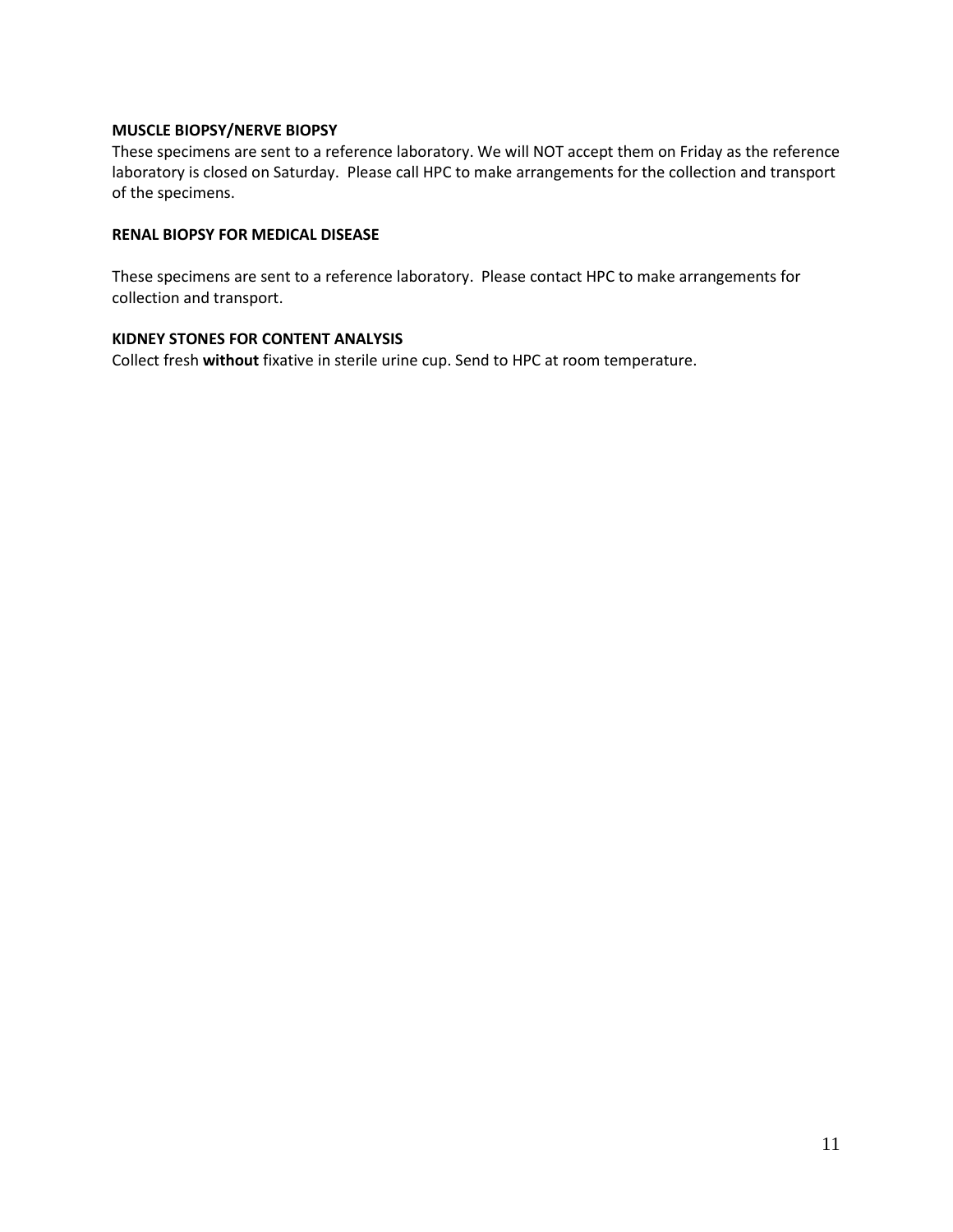**MUSCLE BIOPSY/NERVE BIOPSY**

These specimens are sent to a reference laboratory. We will NOT accept them on Friday as the reference laboratory is closed on Saturday. Please call HPC to make arrangements for the collection and transport of the specimens.

**RENAL BIOPSY FOR MEDICAL DISEASE**

These specimens are sent to a reference laboratory. Please contact HPC to make arrangements for collection and transport.

**KIDNEY STONES FOR CONTENT ANALYSIS**

Collect fresh **without** fixative in sterile urine cup. Send to HPC at room temperature.